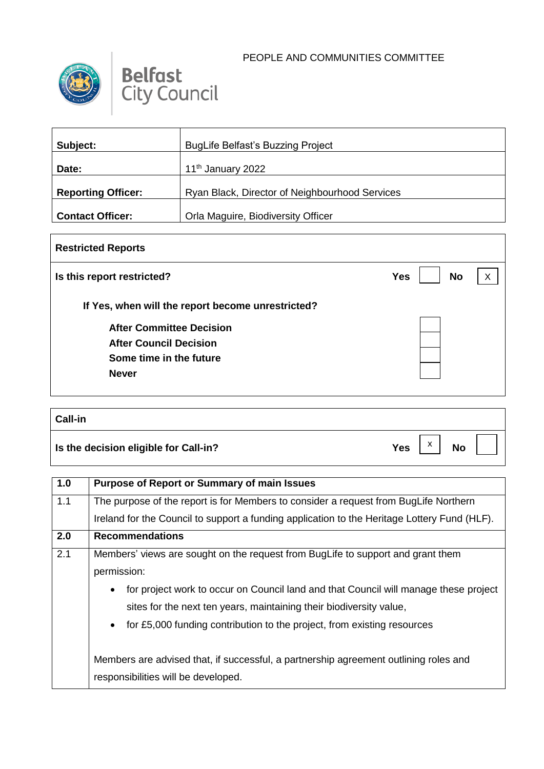PEOPLE AND COMMUNITIES COMMITTEE

Belfast City Council

| Subject: | BugLife Belfast's Buzzing Project |
|---|---|
| Date: | 11th January 2022 |
| Reporting Officer: | Ryan Black, Director of Neighbourhood Services |
| Contact Officer: | Orla Maguire, Biodiversity Officer |

| Restricted Reports | | | | |
|---|---|---|---|---|
| Is this report restricted? | Yes | | No | X |
| If Yes, when will the report become unrestricted? | | | | |
| After Committee Decision | | | | |
| After Council Decision | | | | |
| Some time in the future | | | | |
| Never | | | | |

| Call-in | | | | |
|---|---|---|---|---|
| Is the decision eligible for Call-in? | Yes | X | No | |

| | |
|---|---|
| **1.0** | **Purpose of Report or Summary of main Issues** |
| 1.1 | The purpose of the report is for Members to consider a request from BugLife Northern Ireland for the Council to support a funding application to the Heritage Lottery Fund (HLF). |
| **2.0** | **Recommendations** |
| 2.1 | Members' views are sought on the request from BugLife to support and grant them permission:<br>• for project work to occur on Council land and that Council will manage these project sites for the next ten years, maintaining their biodiversity value,<br>• for £5,000 funding contribution to the project, from existing resources<br><br>Members are advised that, if successful, a partnership agreement outlining roles and responsibilities will be developed. |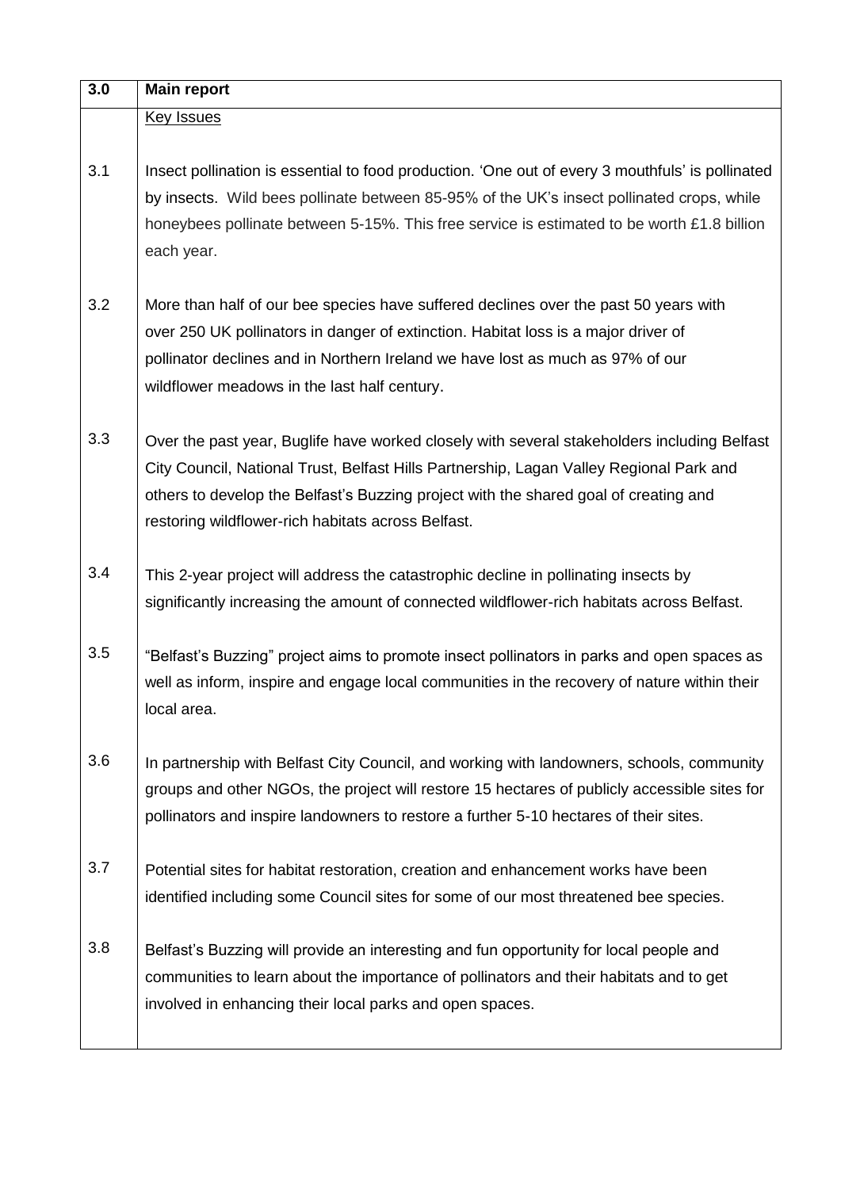| 3.0 | Main report |
|---|---|
| | Key Issues |
| 3.1 | Insect pollination is essential to food production. 'One out of every 3 mouthfuls' is pollinated by insects. Wild bees pollinate between 85-95% of the UK's insect pollinated crops, while honeybees pollinate between 5-15%. This free service is estimated to be worth £1.8 billion each year. |
| 3.2 | More than half of our bee species have suffered declines over the past 50 years with over 250 UK pollinators in danger of extinction. Habitat loss is a major driver of pollinator declines and in Northern Ireland we have lost as much as 97% of our wildflower meadows in the last half century. |
| 3.3 | Over the past year, Buglife have worked closely with several stakeholders including Belfast City Council, National Trust, Belfast Hills Partnership, Lagan Valley Regional Park and others to develop the Belfast's Buzzing project with the shared goal of creating and restoring wildflower-rich habitats across Belfast. |
| 3.4 | This 2-year project will address the catastrophic decline in pollinating insects by significantly increasing the amount of connected wildflower-rich habitats across Belfast. |
| 3.5 | "Belfast's Buzzing" project aims to promote insect pollinators in parks and open spaces as well as inform, inspire and engage local communities in the recovery of nature within their local area. |
| 3.6 | In partnership with Belfast City Council, and working with landowners, schools, community groups and other NGOs, the project will restore 15 hectares of publicly accessible sites for pollinators and inspire landowners to restore a further 5-10 hectares of their sites. |
| 3.7 | Potential sites for habitat restoration, creation and enhancement works have been identified including some Council sites for some of our most threatened bee species. |
| 3.8 | Belfast's Buzzing will provide an interesting and fun opportunity for local people and communities to learn about the importance of pollinators and their habitats and to get involved in enhancing their local parks and open spaces. |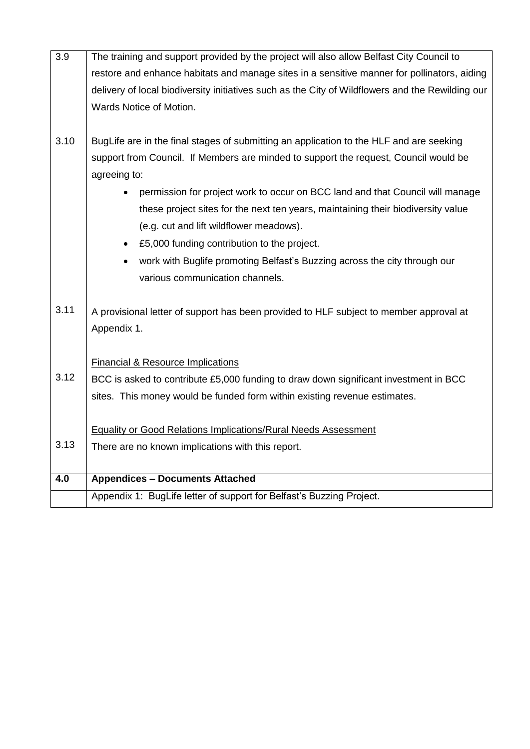| | |
|---|---|
| 3.9 | The training and support provided by the project will also allow Belfast City Council to restore and enhance habitats and manage sites in a sensitive manner for pollinators, aiding delivery of local biodiversity initiatives such as the City of Wildflowers and the Rewilding our Wards Notice of Motion. |
| 3.10 | BugLife are in the final stages of submitting an application to the HLF and are seeking support from Council. If Members are minded to support the request, Council would be agreeing to:<br>• permission for project work to occur on BCC land and that Council will manage these project sites for the next ten years, maintaining their biodiversity value (e.g. cut and lift wildflower meadows).<br>• £5,000 funding contribution to the project.<br>• work with Buglife promoting Belfast's Buzzing across the city through our various communication channels. |
| 3.11 | A provisional letter of support has been provided to HLF subject to member approval at Appendix 1. |
| | <u>Financial & Resource Implications</u> |
| 3.12 | BCC is asked to contribute £5,000 funding to draw down significant investment in BCC sites. This money would be funded form within existing revenue estimates. |
| | <u>Equality or Good Relations Implications/Rural Needs Assessment</u> |
| 3.13 | There are no known implications with this report. |
| **4.0** | **Appendices – Documents Attached** |
| | Appendix 1: BugLife letter of support for Belfast's Buzzing Project. |